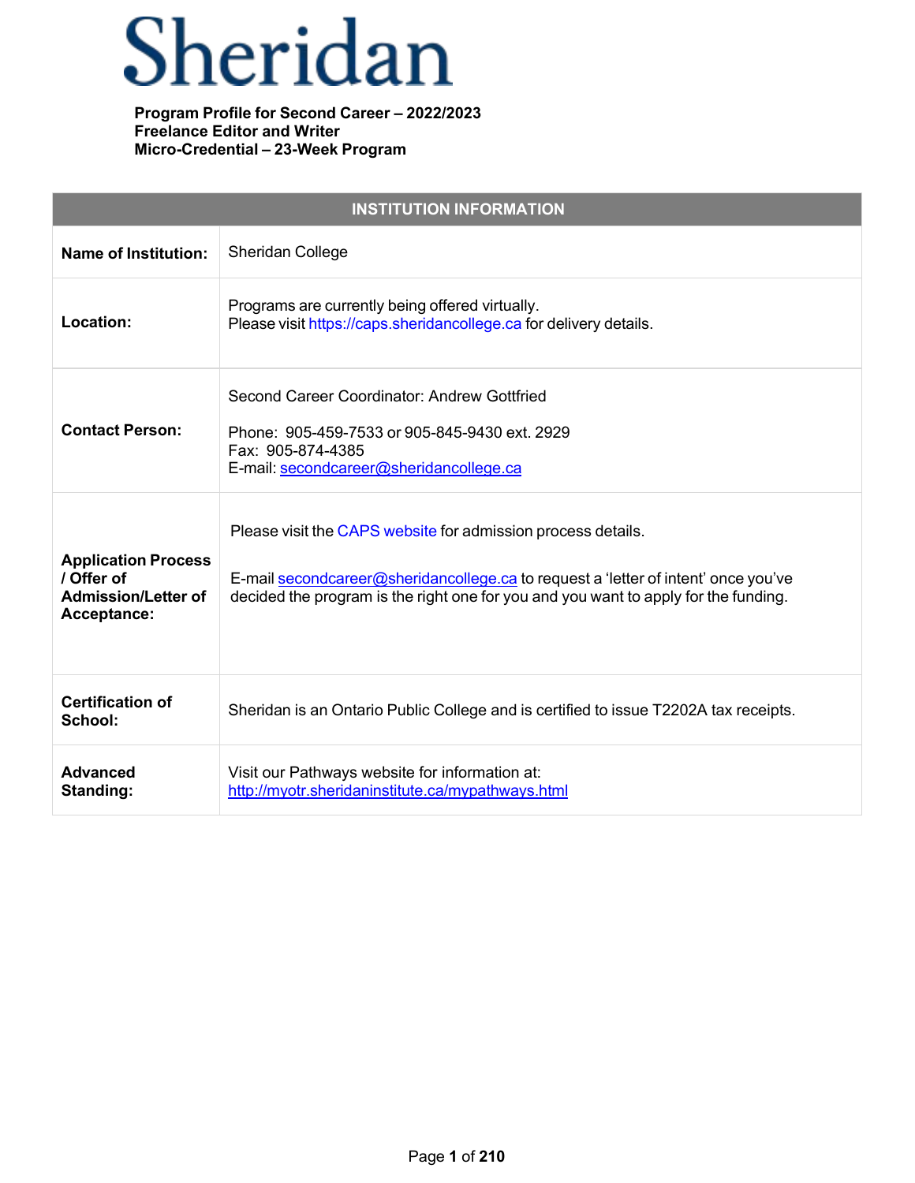# Sheridan

**Program Profile for Second Career – 2022/2023**
**Freelance Editor and Writer**
**Micro-Credential – 23-Week Program**

| INSTITUTION INFORMATION | |
|---|---|
| **Name of Institution:** | Sheridan College |
| **Location:** | Programs are currently being offered virtually.<br>Please visit https://caps.sheridancollege.ca for delivery details. |
| **Contact Person:** | Second Career Coordinator: Andrew Gottfried<br><br>Phone: 905-459-7533 or 905-845-9430 ext. 2929<br>Fax: 905-874-4385<br>E-mail: secondcareer@sheridancollege.ca |
| **Application Process / Offer of Admission/Letter of Acceptance:** | Please visit the CAPS website for admission process details.<br><br>E-mail secondcareer@sheridancollege.ca to request a 'letter of intent' once you've decided the program is the right one for you and you want to apply for the funding. |
| **Certification of School:** | Sheridan is an Ontario Public College and is certified to issue T2202A tax receipts. |
| **Advanced Standing:** | Visit our Pathways website for information at:<br>http://myotr.sheridaninstitute.ca/mypathways.html |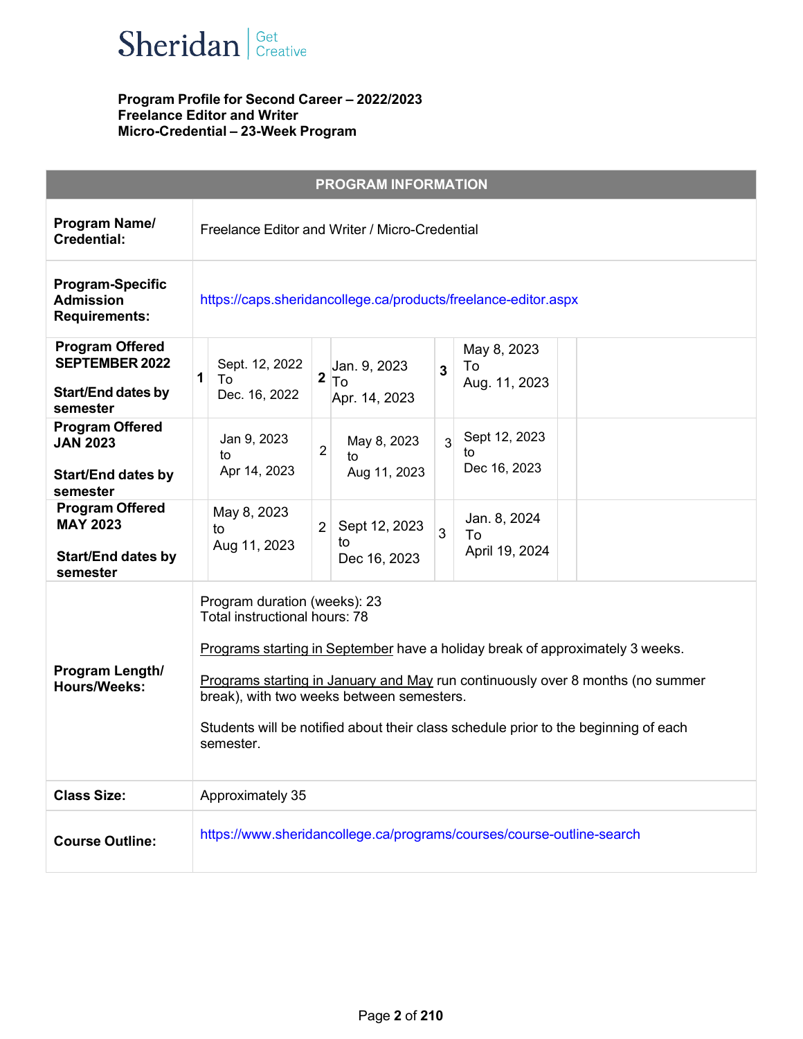**Program Profile for Second Career – 2022/2023**
**Freelance Editor and Writer**
**Micro-Credential – 23-Week Program**

| PROGRAM INFORMATION | | | | | | | |
|---|---|---|---|---|---|---|---|
| **Program Name/ Credential:** | Freelance Editor and Writer / Micro-Credential | | | | | | |
| **Program-Specific Admission Requirements:** | https://caps.sheridancollege.ca/products/freelance-editor.aspx | | | | | | |
| **Program Offered SEPTEMBER 2022** <br><br> **Start/End dates by semester** | **1** | Sept. 12, 2022 To Dec. 16, 2022 | **2** | Jan. 9, 2023 To Apr. 14, 2023 | **3** | May 8, 2023 To Aug. 11, 2023 | |
| **Program Offered JAN 2023** <br><br> **Start/End dates by semester** | | Jan 9, 2023 to Apr 14, 2023 | 2 | May 8, 2023 to Aug 11, 2023 | 3 | Sept 12, 2023 to Dec 16, 2023 | |
| **Program Offered MAY 2023** <br><br> **Start/End dates by semester** | | May 8, 2023 to Aug 11, 2023 | 2 | Sept 12, 2023 to Dec 16, 2023 | 3 | Jan. 8, 2024 To April 19, 2024 | |
| **Program Length/ Hours/Weeks:** | Program duration (weeks): 23<br>Total instructional hours: 78<br><br>Programs starting in September have a holiday break of approximately 3 weeks.<br><br>Programs starting in January and May run continuously over 8 months (no summer break), with two weeks between semesters.<br><br>Students will be notified about their class schedule prior to the beginning of each semester. | | | | | | |
| **Class Size:** | Approximately 35 | | | | | | |
| **Course Outline:** | https://www.sheridancollege.ca/programs/courses/course-outline-search | | | | | | |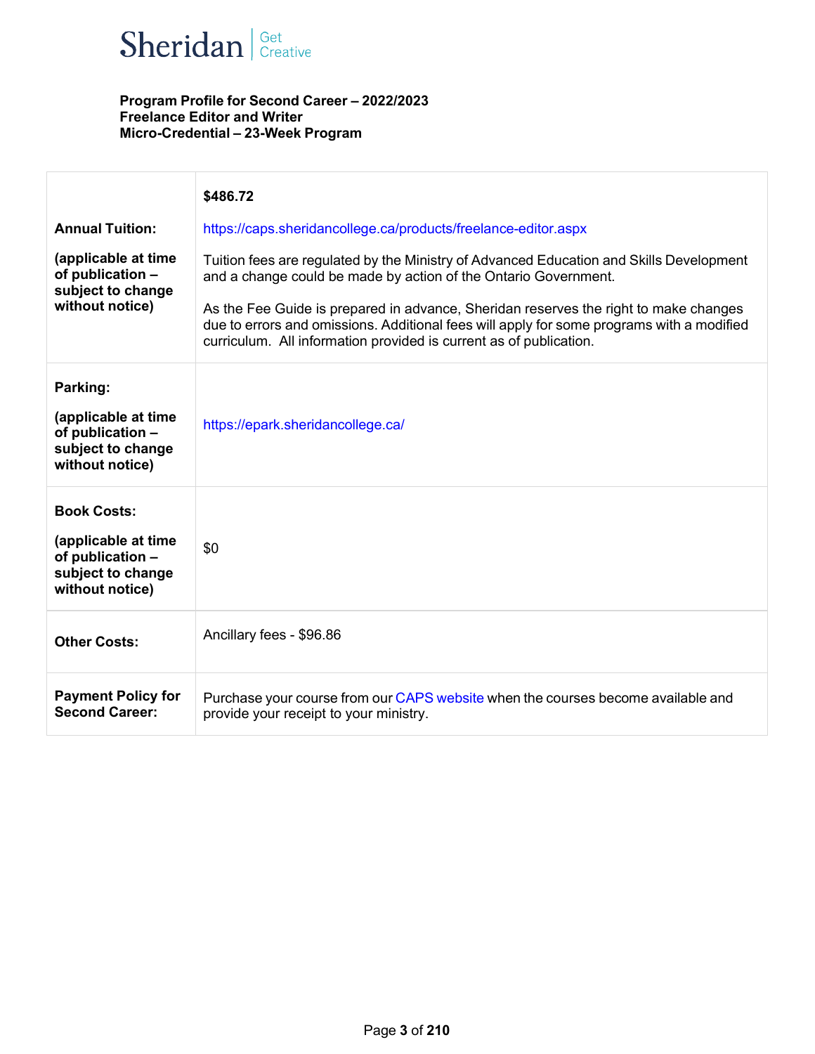**Program Profile for Second Career – 2022/2023**
**Freelance Editor and Writer**
**Micro-Credential – 23-Week Program**

| | |
|---|---|
| **Annual Tuition:**<br><br>**(applicable at time of publication – subject to change without notice)** | **$486.72**<br><br>https://caps.sheridancollege.ca/products/freelance-editor.aspx<br><br>Tuition fees are regulated by the Ministry of Advanced Education and Skills Development and a change could be made by action of the Ontario Government.<br><br>As the Fee Guide is prepared in advance, Sheridan reserves the right to make changes due to errors and omissions. Additional fees will apply for some programs with a modified curriculum. All information provided is current as of publication. |
| **Parking:**<br><br>**(applicable at time of publication – subject to change without notice)** | https://epark.sheridancollege.ca/ |
| **Book Costs:**<br><br>**(applicable at time of publication – subject to change without notice)** | $0 |
| **Other Costs:** | Ancillary fees - $96.86 |
| **Payment Policy for Second Career:** | Purchase your course from our CAPS website when the courses become available and provide your receipt to your ministry. |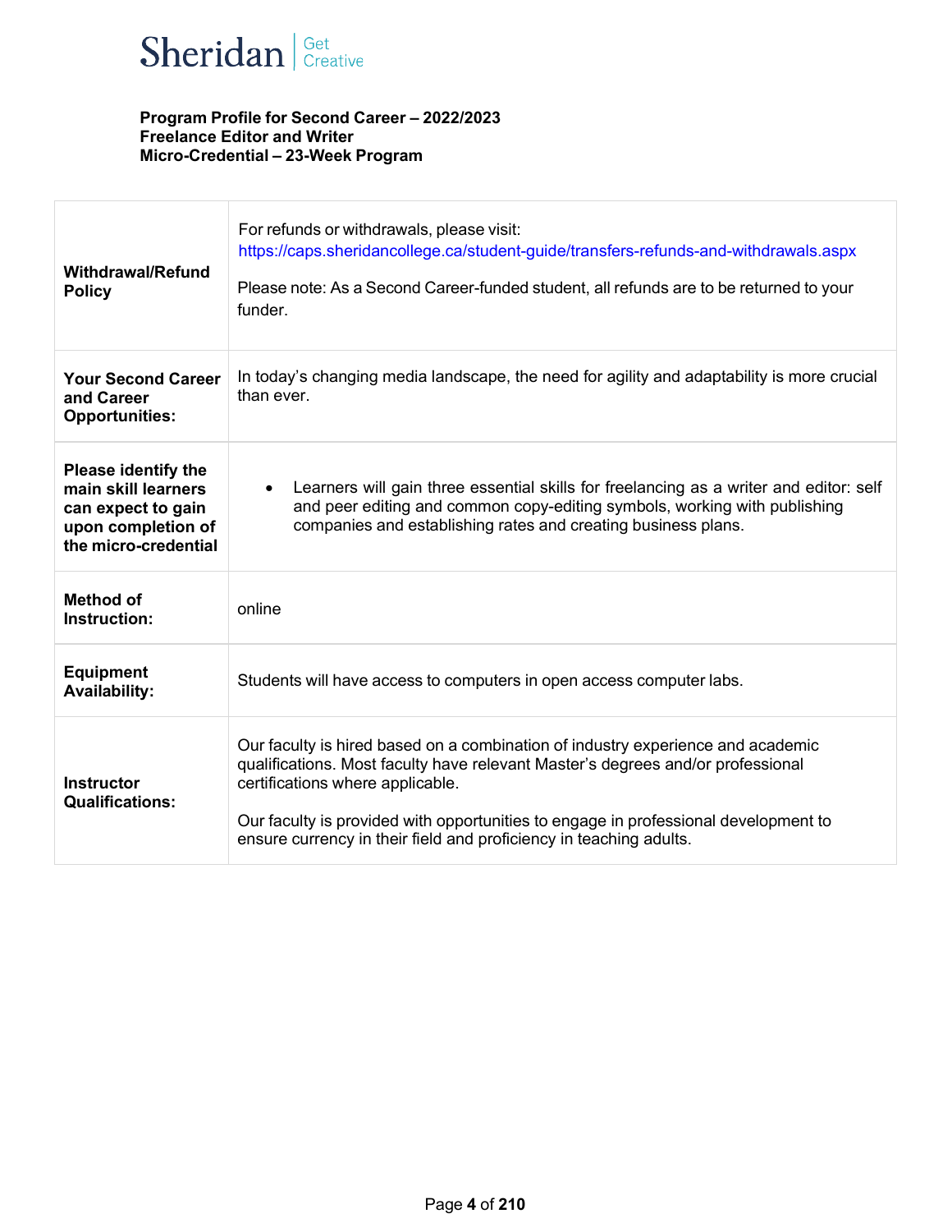Sheridan | Get Creative

**Program Profile for Second Career – 2022/2023**
**Freelance Editor and Writer**
**Micro-Credential – 23-Week Program**

| | |
|---|---|
| **Withdrawal/Refund Policy** | For refunds or withdrawals, please visit: https://caps.sheridancollege.ca/student-guide/transfers-refunds-and-withdrawals.aspx<br><br>Please note: As a Second Career-funded student, all refunds are to be returned to your funder. |
| **Your Second Career and Career Opportunities:** | In today's changing media landscape, the need for agility and adaptability is more crucial than ever. |
| **Please identify the main skill learners can expect to gain upon completion of the micro-credential** | • Learners will gain three essential skills for freelancing as a writer and editor: self and peer editing and common copy-editing symbols, working with publishing companies and establishing rates and creating business plans. |
| **Method of Instruction:** | online |
| **Equipment Availability:** | Students will have access to computers in open access computer labs. |
| **Instructor Qualifications:** | Our faculty is hired based on a combination of industry experience and academic qualifications. Most faculty have relevant Master's degrees and/or professional certifications where applicable.<br><br>Our faculty is provided with opportunities to engage in professional development to ensure currency in their field and proficiency in teaching adults. |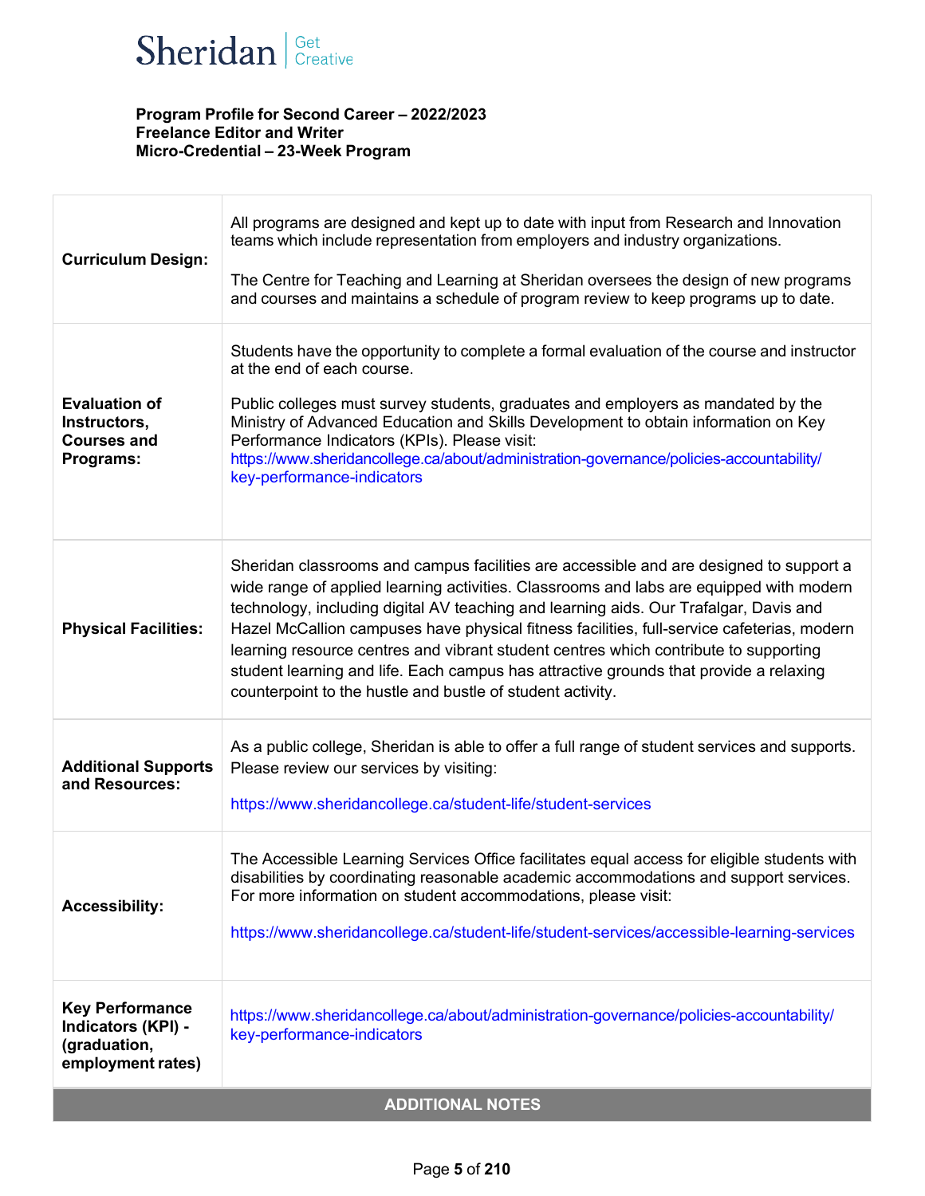**Program Profile for Second Career – 2022/2023**
**Freelance Editor and Writer**
**Micro-Credential – 23-Week Program**

| | |
|---|---|
| **Curriculum Design:** | All programs are designed and kept up to date with input from Research and Innovation teams which include representation from employers and industry organizations.<br><br>The Centre for Teaching and Learning at Sheridan oversees the design of new programs and courses and maintains a schedule of program review to keep programs up to date. |
| **Evaluation of Instructors, Courses and Programs:** | Students have the opportunity to complete a formal evaluation of the course and instructor at the end of each course.<br><br>Public colleges must survey students, graduates and employers as mandated by the Ministry of Advanced Education and Skills Development to obtain information on Key Performance Indicators (KPIs). Please visit: https://www.sheridancollege.ca/about/administration-governance/policies-accountability/key-performance-indicators |
| **Physical Facilities:** | Sheridan classrooms and campus facilities are accessible and are designed to support a wide range of applied learning activities. Classrooms and labs are equipped with modern technology, including digital AV teaching and learning aids. Our Trafalgar, Davis and Hazel McCallion campuses have physical fitness facilities, full-service cafeterias, modern learning resource centres and vibrant student centres which contribute to supporting student learning and life. Each campus has attractive grounds that provide a relaxing counterpoint to the hustle and bustle of student activity. |
| **Additional Supports and Resources:** | As a public college, Sheridan is able to offer a full range of student services and supports. Please review our services by visiting:<br><br>https://www.sheridancollege.ca/student-life/student-services |
| **Accessibility:** | The Accessible Learning Services Office facilitates equal access for eligible students with disabilities by coordinating reasonable academic accommodations and support services. For more information on student accommodations, please visit:<br><br>https://www.sheridancollege.ca/student-life/student-services/accessible-learning-services |
| **Key Performance Indicators (KPI) - (graduation, employment rates)** | https://www.sheridancollege.ca/about/administration-governance/policies-accountability/key-performance-indicators |

**ADDITIONAL NOTES**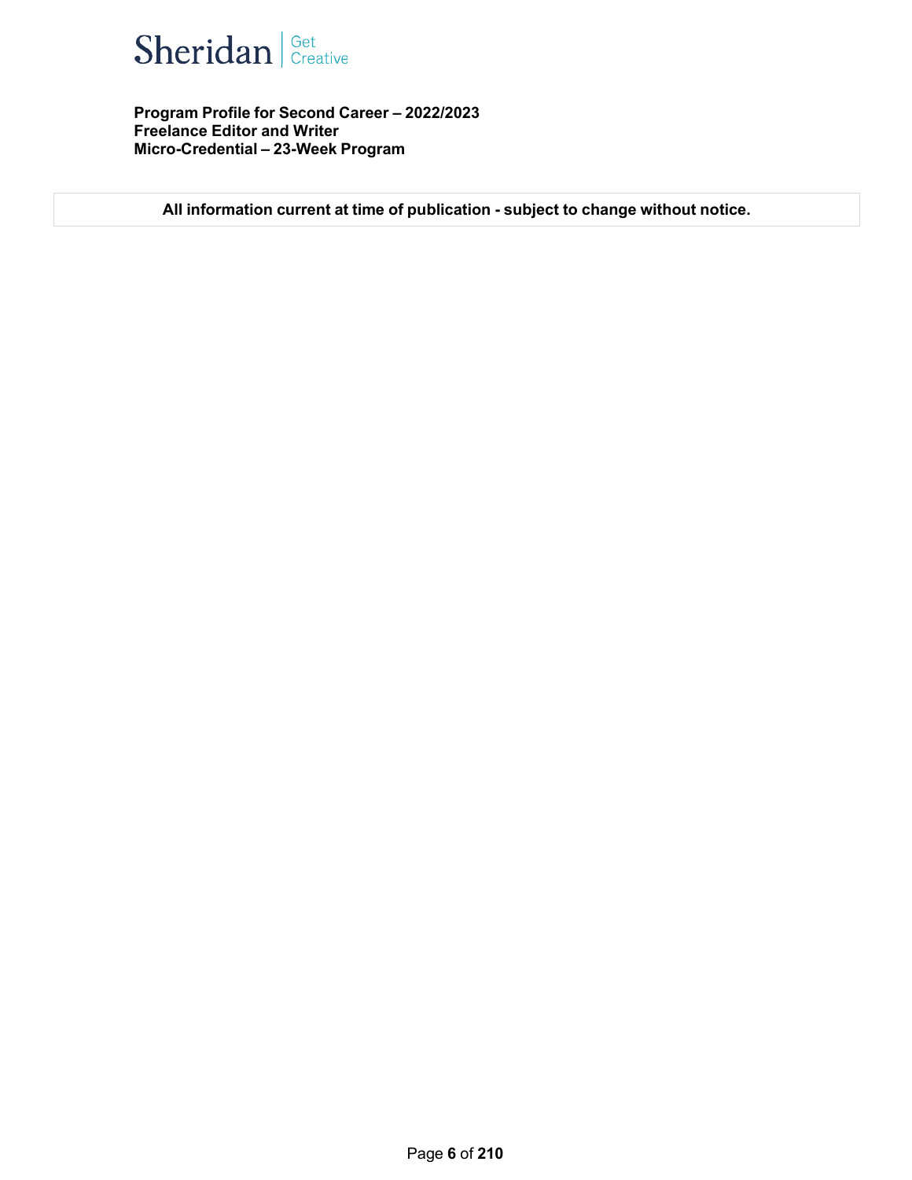**Program Profile for Second Career – 2022/2023**
**Freelance Editor and Writer**
**Micro-Credential – 23-Week Program**

| |
|---|
| **All information current at time of publication - subject to change without notice.** |